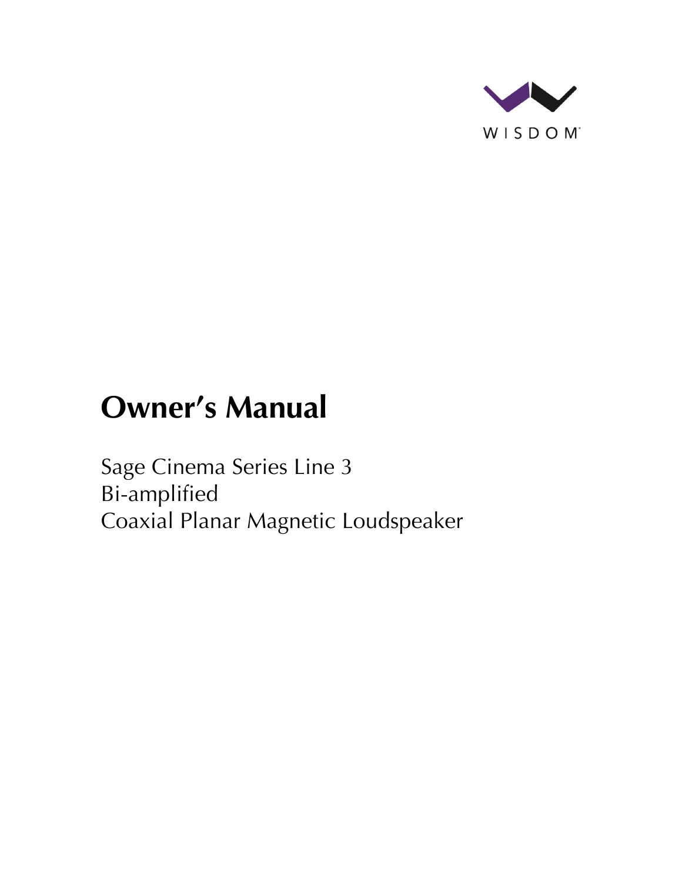WISDOM

# Owner's Manual

Sage Cinema Series Line 3
Bi-amplified
Coaxial Planar Magnetic Loudspeaker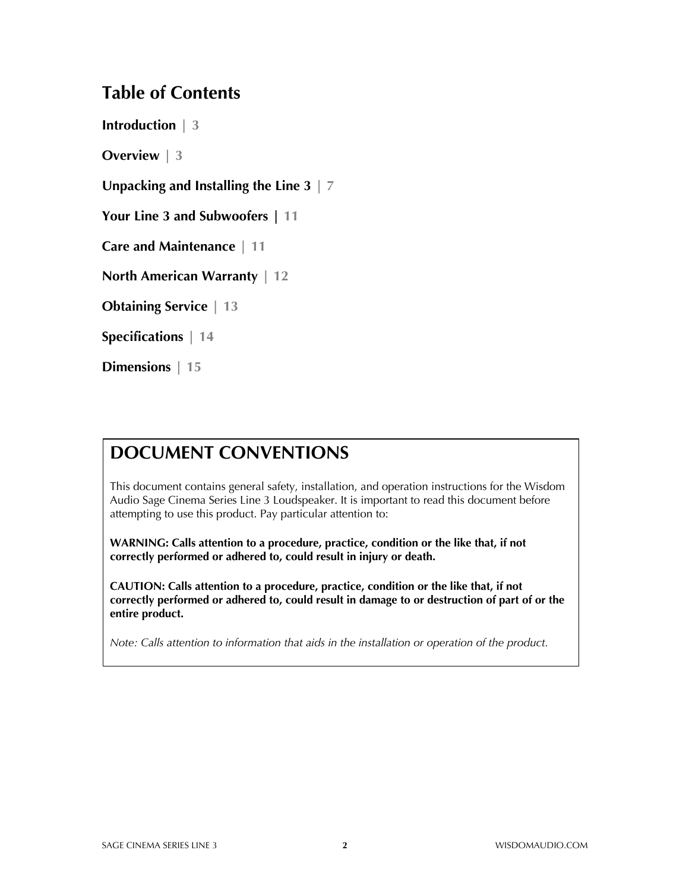## Table of Contents

**Introduction** | 3

**Overview** | 3

**Unpacking and Installing the Line 3** | 7

**Your Line 3 and Subwoofers** | 11

**Care and Maintenance** | 11

**North American Warranty** | 12

**Obtaining Service** | 13

**Specifications** | 14

**Dimensions** | 15

## DOCUMENT CONVENTIONS

This document contains general safety, installation, and operation instructions for the Wisdom Audio Sage Cinema Series Line 3 Loudspeaker. It is important to read this document before attempting to use this product. Pay particular attention to:

**WARNING: Calls attention to a procedure, practice, condition or the like that, if not correctly performed or adhered to, could result in injury or death.**

**CAUTION: Calls attention to a procedure, practice, condition or the like that, if not correctly performed or adhered to, could result in damage to or destruction of part of or the entire product.**

*Note: Calls attention to information that aids in the installation or operation of the product.*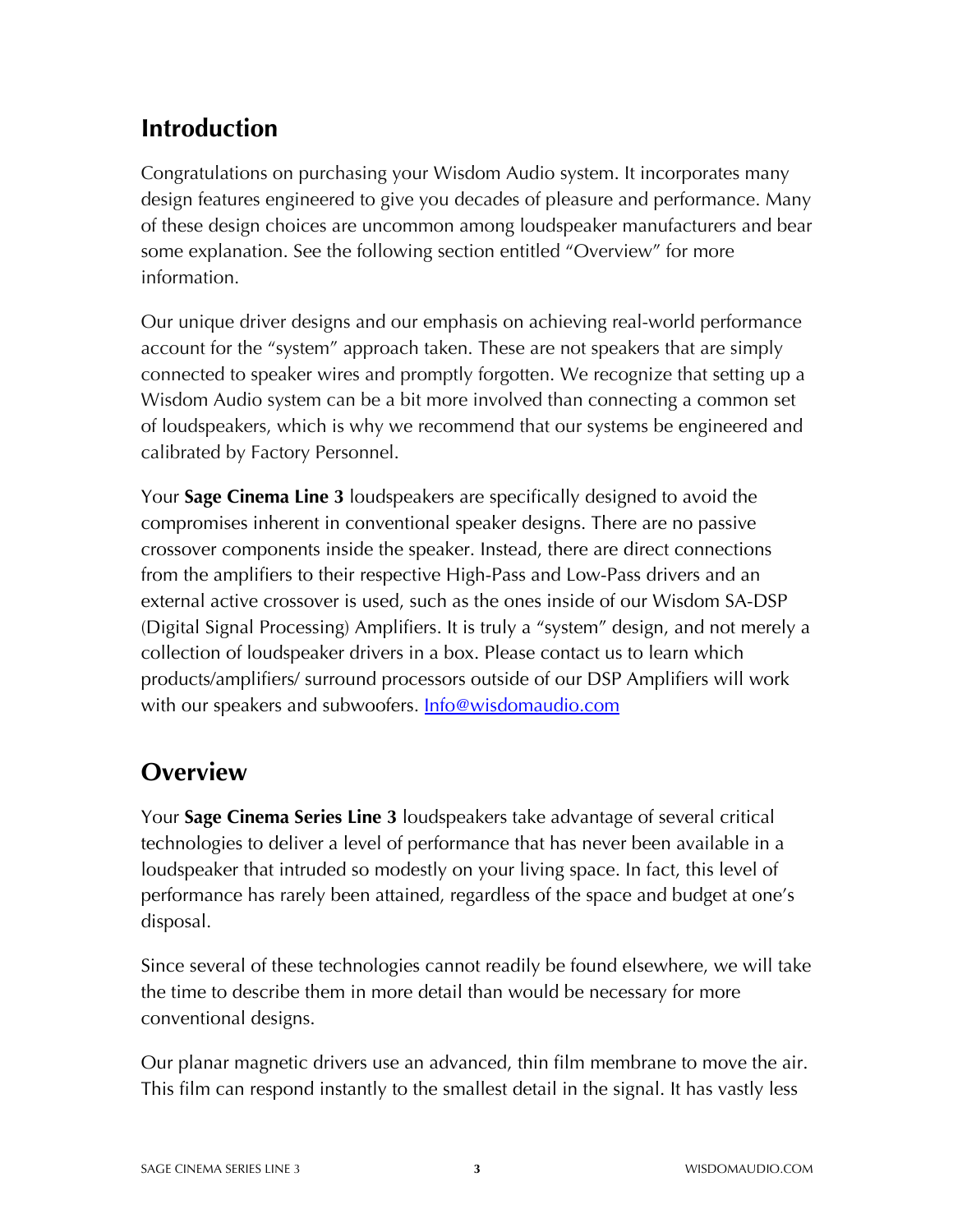## Introduction

Congratulations on purchasing your Wisdom Audio system. It incorporates many design features engineered to give you decades of pleasure and performance. Many of these design choices are uncommon among loudspeaker manufacturers and bear some explanation. See the following section entitled "Overview" for more information.

Our unique driver designs and our emphasis on achieving real-world performance account for the "system" approach taken. These are not speakers that are simply connected to speaker wires and promptly forgotten. We recognize that setting up a Wisdom Audio system can be a bit more involved than connecting a common set of loudspeakers, which is why we recommend that our systems be engineered and calibrated by Factory Personnel.

Your **Sage Cinema Line 3** loudspeakers are specifically designed to avoid the compromises inherent in conventional speaker designs. There are no passive crossover components inside the speaker. Instead, there are direct connections from the amplifiers to their respective High-Pass and Low-Pass drivers and an external active crossover is used, such as the ones inside of our Wisdom SA-DSP (Digital Signal Processing) Amplifiers. It is truly a "system" design, and not merely a collection of loudspeaker drivers in a box. Please contact us to learn which products/amplifiers/ surround processors outside of our DSP Amplifiers will work with our speakers and subwoofers. [Info@wisdomaudio.com](mailto:Info@wisdomaudio.com)

## Overview

Your **Sage Cinema Series Line 3** loudspeakers take advantage of several critical technologies to deliver a level of performance that has never been available in a loudspeaker that intruded so modestly on your living space. In fact, this level of performance has rarely been attained, regardless of the space and budget at one's disposal.

Since several of these technologies cannot readily be found elsewhere, we will take the time to describe them in more detail than would be necessary for more conventional designs.

Our planar magnetic drivers use an advanced, thin film membrane to move the air. This film can respond instantly to the smallest detail in the signal. It has vastly less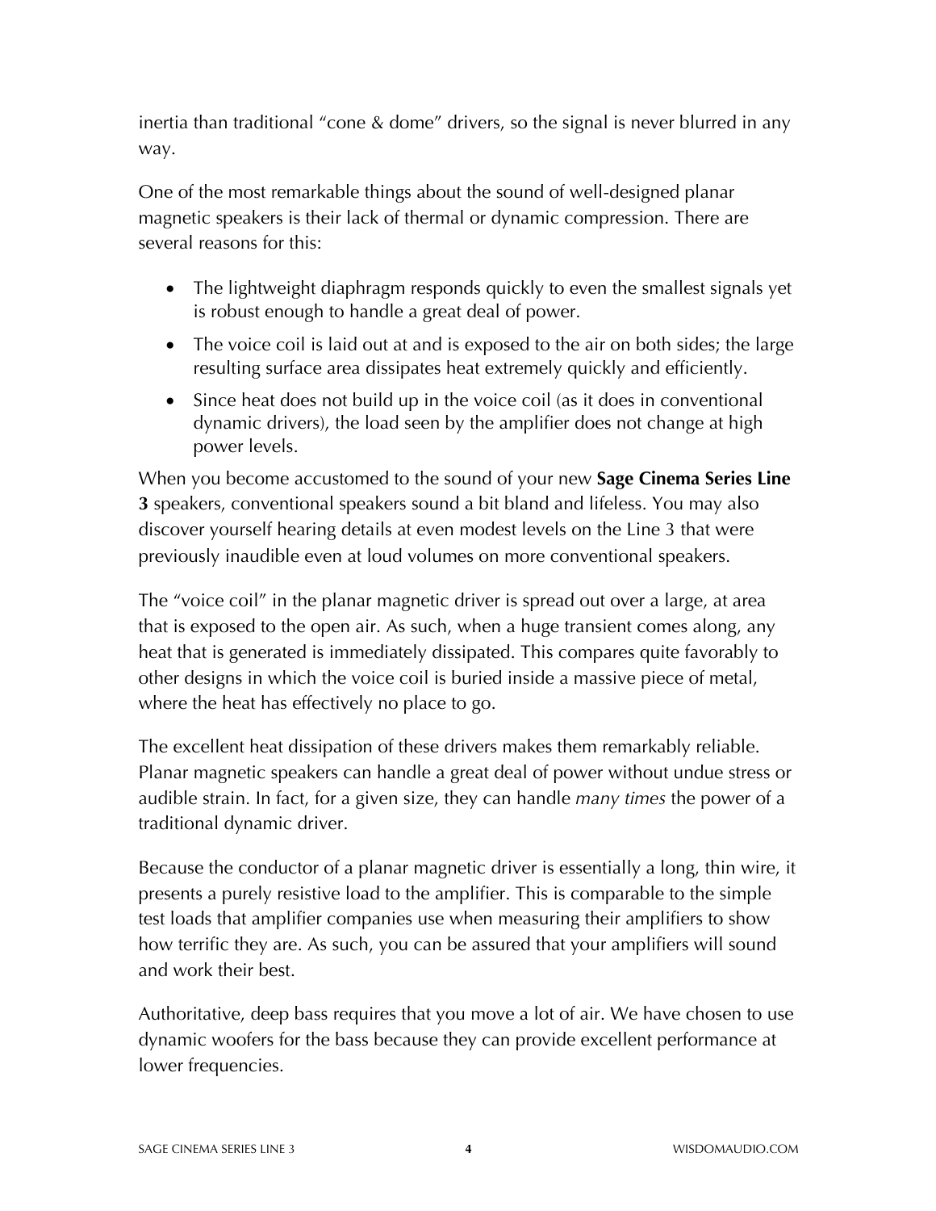inertia than traditional "cone & dome" drivers, so the signal is never blurred in any way.

One of the most remarkable things about the sound of well-designed planar magnetic speakers is their lack of thermal or dynamic compression. There are several reasons for this:

- The lightweight diaphragm responds quickly to even the smallest signals yet is robust enough to handle a great deal of power.
- The voice coil is laid out at and is exposed to the air on both sides; the large resulting surface area dissipates heat extremely quickly and efficiently.
- Since heat does not build up in the voice coil (as it does in conventional dynamic drivers), the load seen by the amplifier does not change at high power levels.

When you become accustomed to the sound of your new **Sage Cinema Series Line 3** speakers, conventional speakers sound a bit bland and lifeless. You may also discover yourself hearing details at even modest levels on the Line 3 that were previously inaudible even at loud volumes on more conventional speakers.

The "voice coil" in the planar magnetic driver is spread out over a large, at area that is exposed to the open air. As such, when a huge transient comes along, any heat that is generated is immediately dissipated. This compares quite favorably to other designs in which the voice coil is buried inside a massive piece of metal, where the heat has effectively no place to go.

The excellent heat dissipation of these drivers makes them remarkably reliable. Planar magnetic speakers can handle a great deal of power without undue stress or audible strain. In fact, for a given size, they can handle *many times* the power of a traditional dynamic driver.

Because the conductor of a planar magnetic driver is essentially a long, thin wire, it presents a purely resistive load to the amplifier. This is comparable to the simple test loads that amplifier companies use when measuring their amplifiers to show how terrific they are. As such, you can be assured that your amplifiers will sound and work their best.

Authoritative, deep bass requires that you move a lot of air. We have chosen to use dynamic woofers for the bass because they can provide excellent performance at lower frequencies.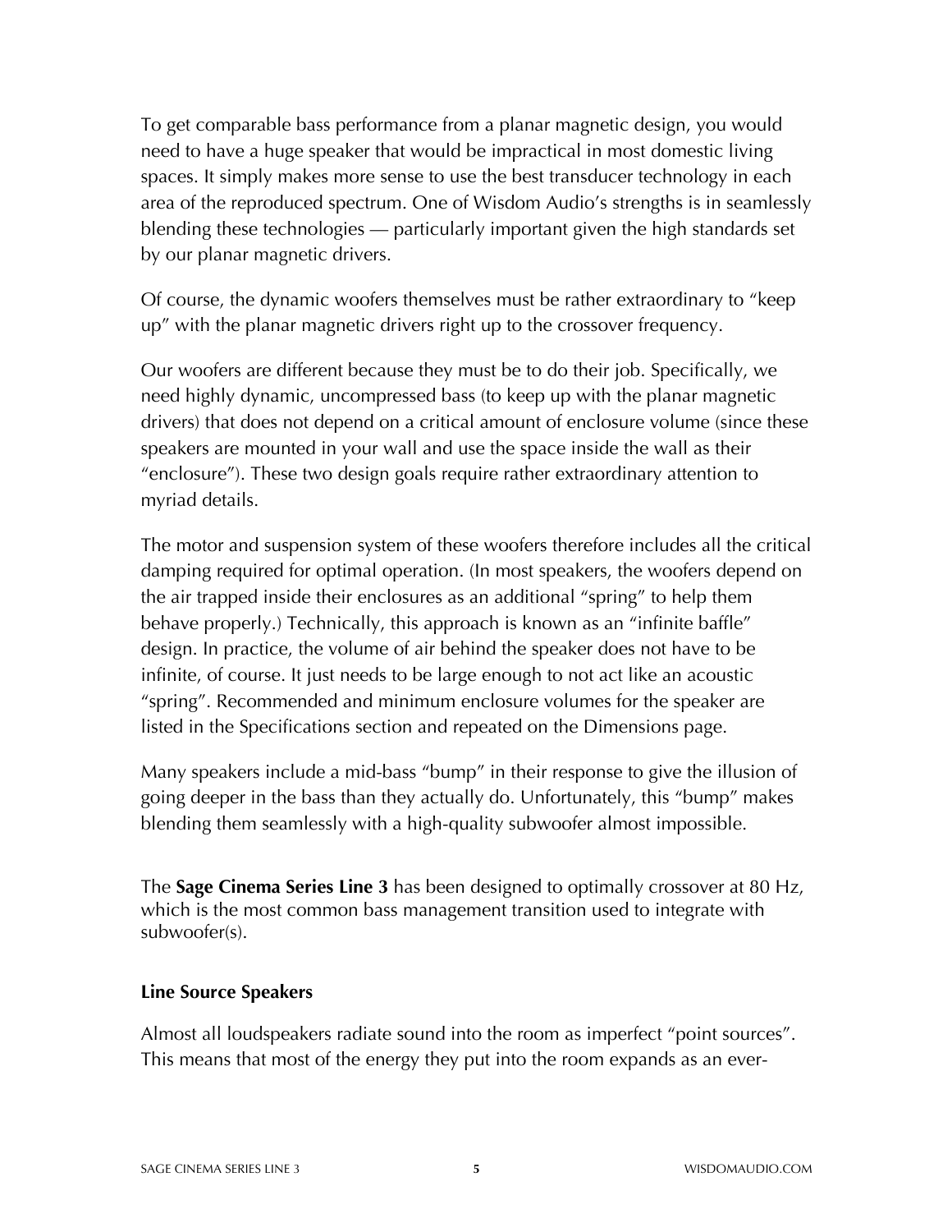To get comparable bass performance from a planar magnetic design, you would need to have a huge speaker that would be impractical in most domestic living spaces. It simply makes more sense to use the best transducer technology in each area of the reproduced spectrum. One of Wisdom Audio's strengths is in seamlessly blending these technologies — particularly important given the high standards set by our planar magnetic drivers.

Of course, the dynamic woofers themselves must be rather extraordinary to "keep up" with the planar magnetic drivers right up to the crossover frequency.

Our woofers are different because they must be to do their job. Specifically, we need highly dynamic, uncompressed bass (to keep up with the planar magnetic drivers) that does not depend on a critical amount of enclosure volume (since these speakers are mounted in your wall and use the space inside the wall as their "enclosure"). These two design goals require rather extraordinary attention to myriad details.

The motor and suspension system of these woofers therefore includes all the critical damping required for optimal operation. (In most speakers, the woofers depend on the air trapped inside their enclosures as an additional "spring" to help them behave properly.) Technically, this approach is known as an "infinite baffle" design. In practice, the volume of air behind the speaker does not have to be infinite, of course. It just needs to be large enough to not act like an acoustic "spring". Recommended and minimum enclosure volumes for the speaker are listed in the Specifications section and repeated on the Dimensions page.

Many speakers include a mid-bass "bump" in their response to give the illusion of going deeper in the bass than they actually do. Unfortunately, this "bump" makes blending them seamlessly with a high-quality subwoofer almost impossible.

The **Sage Cinema Series Line 3** has been designed to optimally crossover at 80 Hz, which is the most common bass management transition used to integrate with subwoofer(s).

**Line Source Speakers**

Almost all loudspeakers radiate sound into the room as imperfect "point sources". This means that most of the energy they put into the room expands as an ever-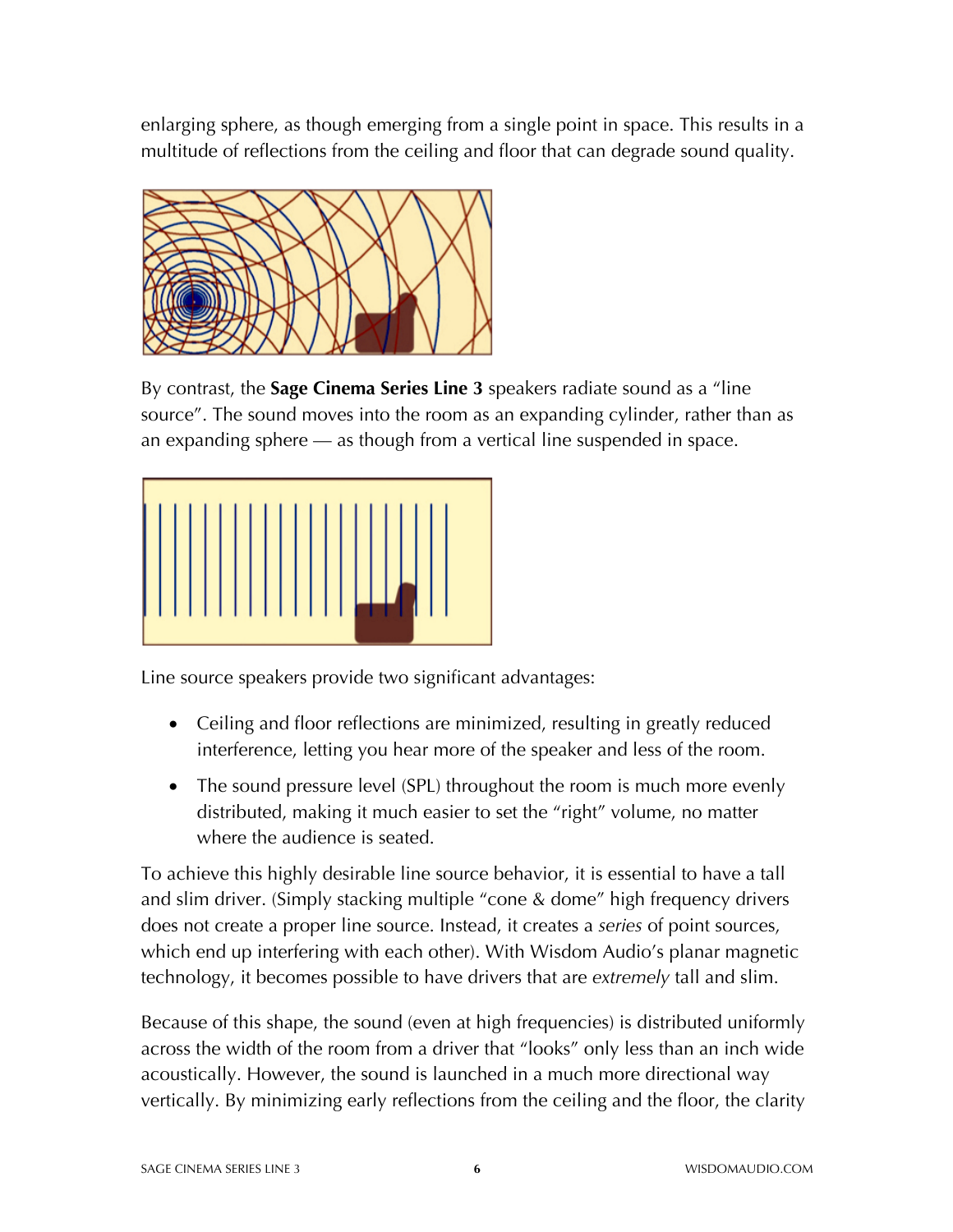enlarging sphere, as though emerging from a single point in space. This results in a multitude of reflections from the ceiling and floor that can degrade sound quality.

By contrast, the **Sage Cinema Series Line 3** speakers radiate sound as a "line source". The sound moves into the room as an expanding cylinder, rather than as an expanding sphere — as though from a vertical line suspended in space.

Line source speakers provide two significant advantages:

- Ceiling and floor reflections are minimized, resulting in greatly reduced interference, letting you hear more of the speaker and less of the room.
- The sound pressure level (SPL) throughout the room is much more evenly distributed, making it much easier to set the "right" volume, no matter where the audience is seated.

To achieve this highly desirable line source behavior, it is essential to have a tall and slim driver. (Simply stacking multiple "cone & dome" high frequency drivers does not create a proper line source. Instead, it creates a *series* of point sources, which end up interfering with each other). With Wisdom Audio's planar magnetic technology, it becomes possible to have drivers that are *extremely* tall and slim.

Because of this shape, the sound (even at high frequencies) is distributed uniformly across the width of the room from a driver that "looks" only less than an inch wide acoustically. However, the sound is launched in a much more directional way vertically. By minimizing early reflections from the ceiling and the floor, the clarity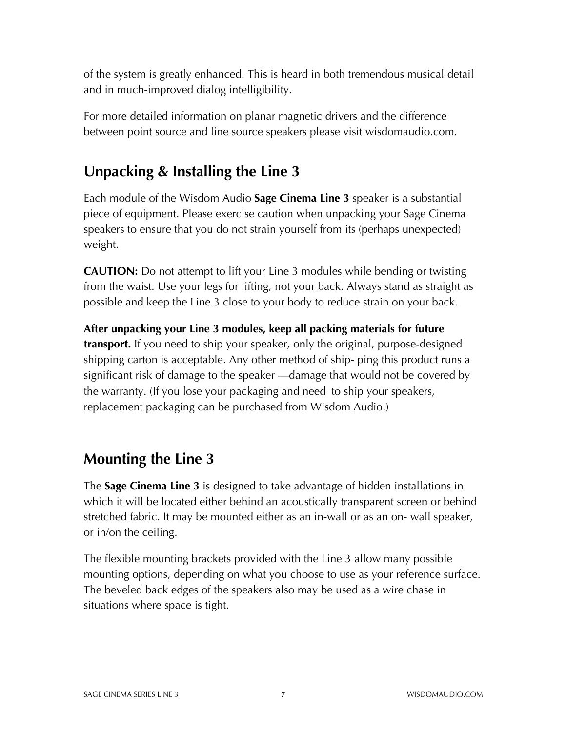of the system is greatly enhanced. This is heard in both tremendous musical detail and in much-improved dialog intelligibility.

For more detailed information on planar magnetic drivers and the difference between point source and line source speakers please visit wisdomaudio.com.

## Unpacking & Installing the Line 3

Each module of the Wisdom Audio **Sage Cinema Line 3** speaker is a substantial piece of equipment. Please exercise caution when unpacking your Sage Cinema speakers to ensure that you do not strain yourself from its (perhaps unexpected) weight.

**CAUTION:** Do not attempt to lift your Line 3 modules while bending or twisting from the waist. Use your legs for lifting, not your back. Always stand as straight as possible and keep the Line 3 close to your body to reduce strain on your back.

**After unpacking your Line 3 modules, keep all packing materials for future transport.** If you need to ship your speaker, only the original, purpose-designed shipping carton is acceptable. Any other method of ship- ping this product runs a significant risk of damage to the speaker —damage that would not be covered by the warranty. (If you lose your packaging and need to ship your speakers, replacement packaging can be purchased from Wisdom Audio.)

## Mounting the Line 3

The **Sage Cinema Line 3** is designed to take advantage of hidden installations in which it will be located either behind an acoustically transparent screen or behind stretched fabric. It may be mounted either as an in-wall or as an on- wall speaker, or in/on the ceiling.

The flexible mounting brackets provided with the Line 3 allow many possible mounting options, depending on what you choose to use as your reference surface. The beveled back edges of the speakers also may be used as a wire chase in situations where space is tight.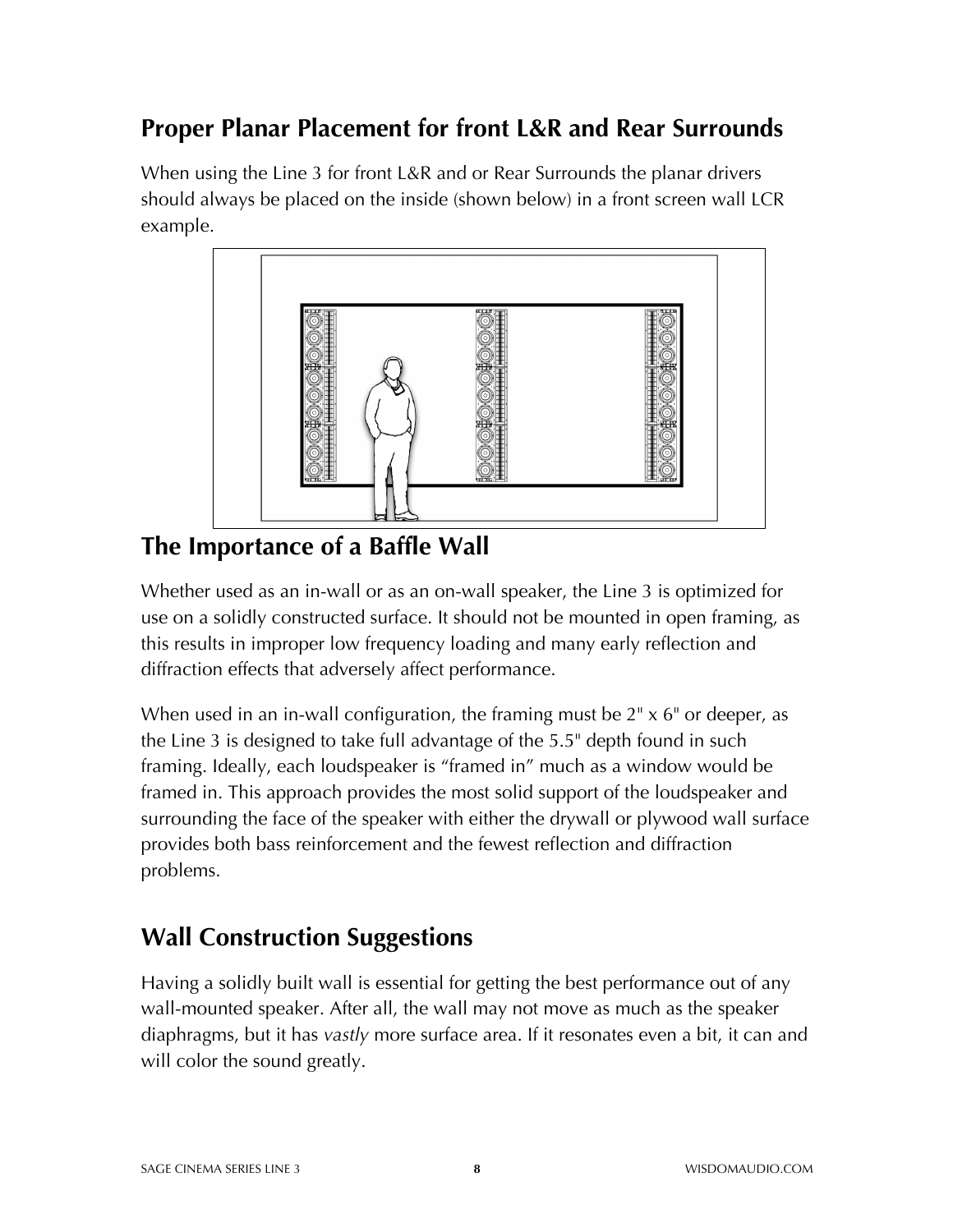## Proper Planar Placement for front L&R and Rear Surrounds

When using the Line 3 for front L&R and or Rear Surrounds the planar drivers should always be placed on the inside (shown below) in a front screen wall LCR example.

## The Importance of a Baffle Wall

Whether used as an in-wall or as an on-wall speaker, the Line 3 is optimized for use on a solidly constructed surface. It should not be mounted in open framing, as this results in improper low frequency loading and many early reflection and diffraction effects that adversely affect performance.

When used in an in-wall configuration, the framing must be 2" x 6" or deeper, as the Line 3 is designed to take full advantage of the 5.5" depth found in such framing. Ideally, each loudspeaker is “framed in” much as a window would be framed in. This approach provides the most solid support of the loudspeaker and surrounding the face of the speaker with either the drywall or plywood wall surface provides both bass reinforcement and the fewest reflection and diffraction problems.

## Wall Construction Suggestions

Having a solidly built wall is essential for getting the best performance out of any wall-mounted speaker. After all, the wall may not move as much as the speaker diaphragms, but it has *vastly* more surface area. If it resonates even a bit, it can and will color the sound greatly.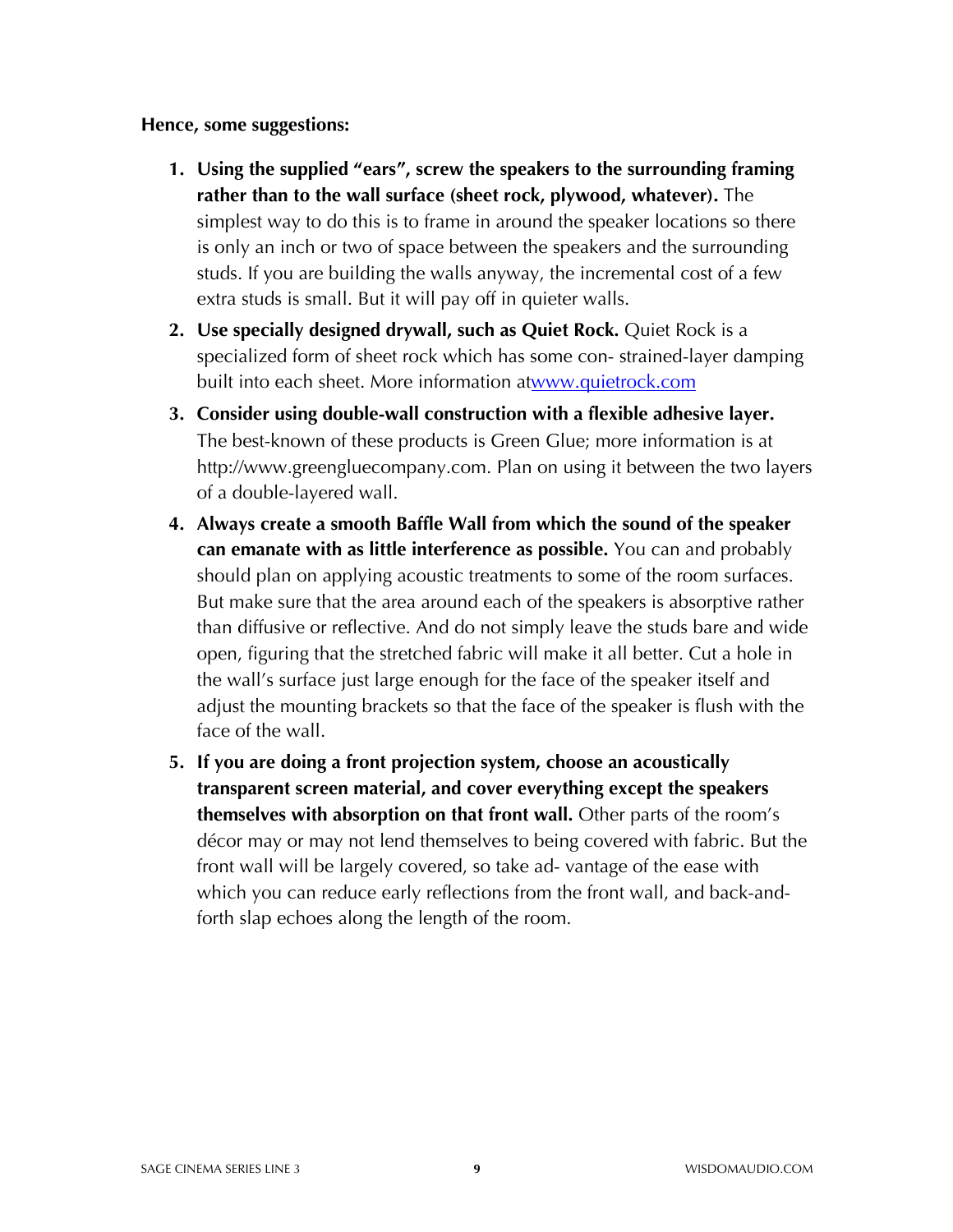**Hence, some suggestions:**

1. **Using the supplied "ears", screw the speakers to the surrounding framing rather than to the wall surface (sheet rock, plywood, whatever).** The simplest way to do this is to frame in around the speaker locations so there is only an inch or two of space between the speakers and the surrounding studs. If you are building the walls anyway, the incremental cost of a few extra studs is small. But it will pay off in quieter walls.
2. **Use specially designed drywall, such as Quiet Rock.** Quiet Rock is a specialized form of sheet rock which has some con- strained-layer damping built into each sheet. More information at[www.quietrock.com](http://www.quietrock.com)
3. **Consider using double-wall construction with a flexible adhesive layer.** The best-known of these products is Green Glue; more information is at http://www.greengluecompany.com. Plan on using it between the two layers of a double-layered wall.
4. **Always create a smooth Baffle Wall from which the sound of the speaker can emanate with as little interference as possible.** You can and probably should plan on applying acoustic treatments to some of the room surfaces. But make sure that the area around each of the speakers is absorptive rather than diffusive or reflective. And do not simply leave the studs bare and wide open, figuring that the stretched fabric will make it all better. Cut a hole in the wall's surface just large enough for the face of the speaker itself and adjust the mounting brackets so that the face of the speaker is flush with the face of the wall.
5. **If you are doing a front projection system, choose an acoustically transparent screen material, and cover everything except the speakers themselves with absorption on that front wall.** Other parts of the room's décor may or may not lend themselves to being covered with fabric. But the front wall will be largely covered, so take ad- vantage of the ease with which you can reduce early reflections from the front wall, and back-and-forth slap echoes along the length of the room.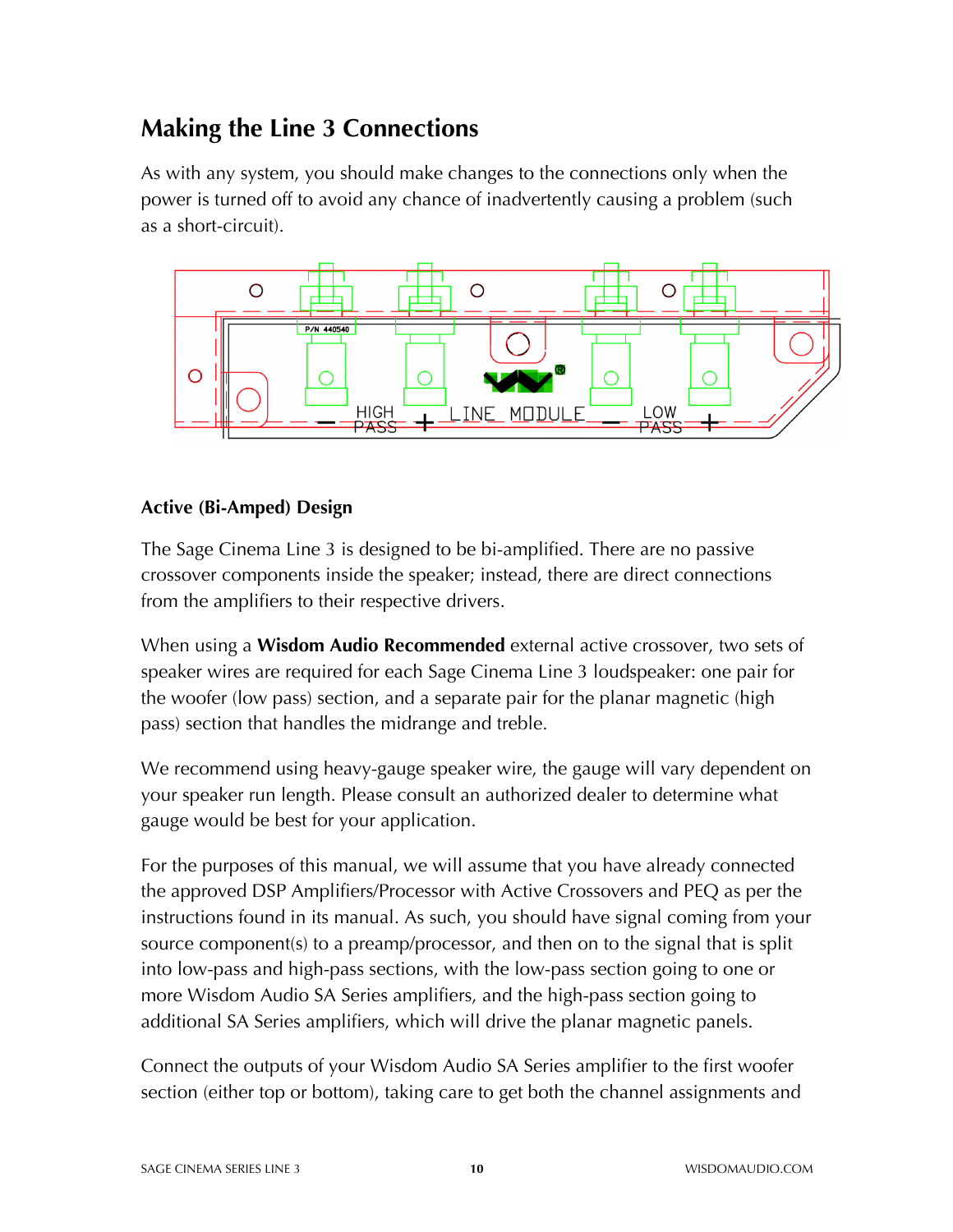## Making the Line 3 Connections

As with any system, you should make changes to the connections only when the power is turned off to avoid any chance of inadvertently causing a problem (such as a short-circuit).

#### Active (Bi-Amped) Design

The Sage Cinema Line 3 is designed to be bi-amplified. There are no passive crossover components inside the speaker; instead, there are direct connections from the amplifiers to their respective drivers.

When using a **Wisdom Audio Recommended** external active crossover, two sets of speaker wires are required for each Sage Cinema Line 3 loudspeaker: one pair for the woofer (low pass) section, and a separate pair for the planar magnetic (high pass) section that handles the midrange and treble.

We recommend using heavy-gauge speaker wire, the gauge will vary dependent on your speaker run length. Please consult an authorized dealer to determine what gauge would be best for your application.

For the purposes of this manual, we will assume that you have already connected the approved DSP Amplifiers/Processor with Active Crossovers and PEQ as per the instructions found in its manual. As such, you should have signal coming from your source component(s) to a preamp/processor, and then on to the signal that is split into low-pass and high-pass sections, with the low-pass section going to one or more Wisdom Audio SA Series amplifiers, and the high-pass section going to additional SA Series amplifiers, which will drive the planar magnetic panels.

Connect the outputs of your Wisdom Audio SA Series amplifier to the first woofer section (either top or bottom), taking care to get both the channel assignments and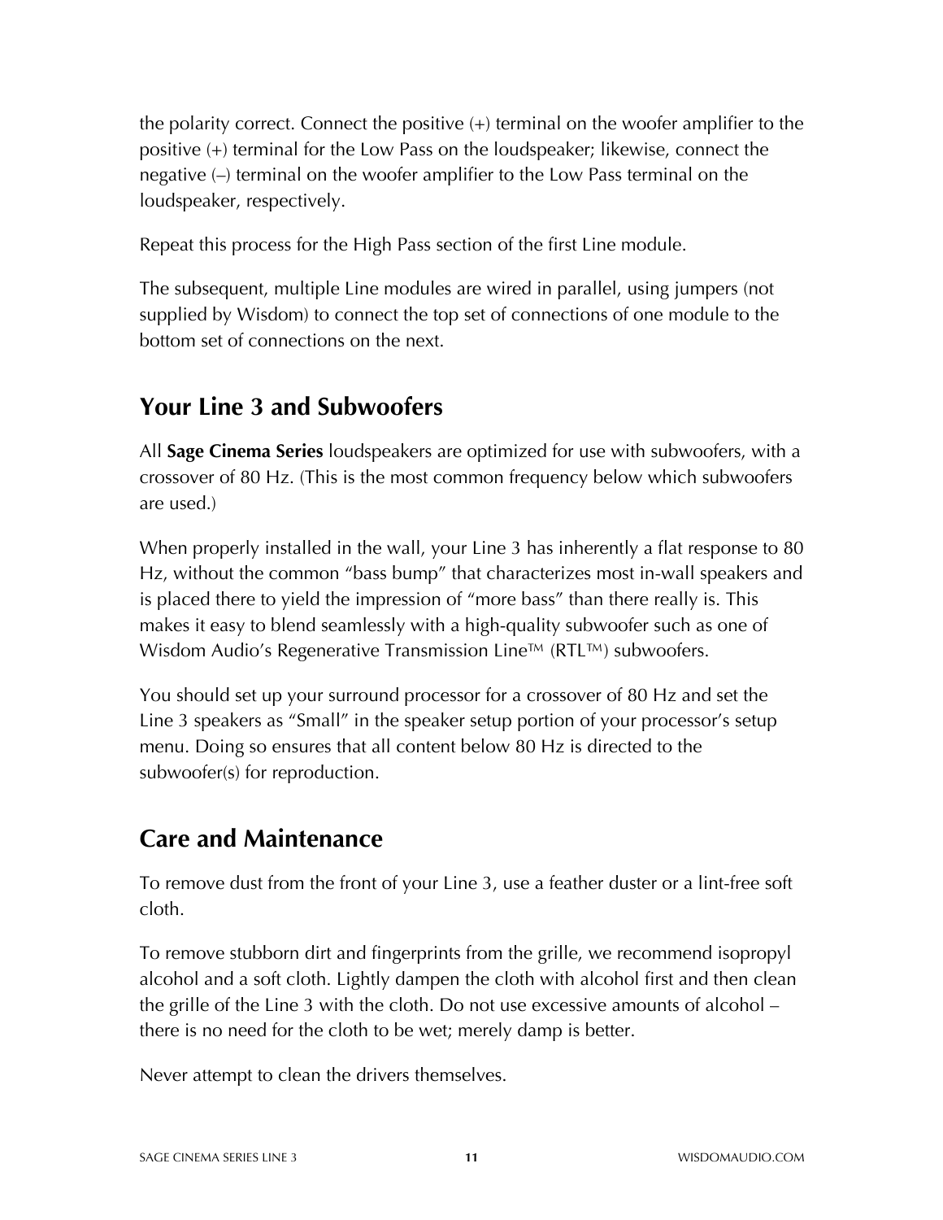the polarity correct. Connect the positive (+) terminal on the woofer amplifier to the positive (+) terminal for the Low Pass on the loudspeaker; likewise, connect the negative (–) terminal on the woofer amplifier to the Low Pass terminal on the loudspeaker, respectively.

Repeat this process for the High Pass section of the first Line module.

The subsequent, multiple Line modules are wired in parallel, using jumpers (not supplied by Wisdom) to connect the top set of connections of one module to the bottom set of connections on the next.

## Your Line 3 and Subwoofers

All **Sage Cinema Series** loudspeakers are optimized for use with subwoofers, with a crossover of 80 Hz. (This is the most common frequency below which subwoofers are used.)

When properly installed in the wall, your Line 3 has inherently a flat response to 80 Hz, without the common “bass bump” that characterizes most in-wall speakers and is placed there to yield the impression of “more bass” than there really is. This makes it easy to blend seamlessly with a high-quality subwoofer such as one of Wisdom Audio’s Regenerative Transmission Line™ (RTL™) subwoofers.

You should set up your surround processor for a crossover of 80 Hz and set the Line 3 speakers as “Small” in the speaker setup portion of your processor’s setup menu. Doing so ensures that all content below 80 Hz is directed to the subwoofer(s) for reproduction.

## Care and Maintenance

To remove dust from the front of your Line 3, use a feather duster or a lint-free soft cloth.

To remove stubborn dirt and fingerprints from the grille, we recommend isopropyl alcohol and a soft cloth. Lightly dampen the cloth with alcohol first and then clean the grille of the Line 3 with the cloth. Do not use excessive amounts of alcohol – there is no need for the cloth to be wet; merely damp is better.

Never attempt to clean the drivers themselves.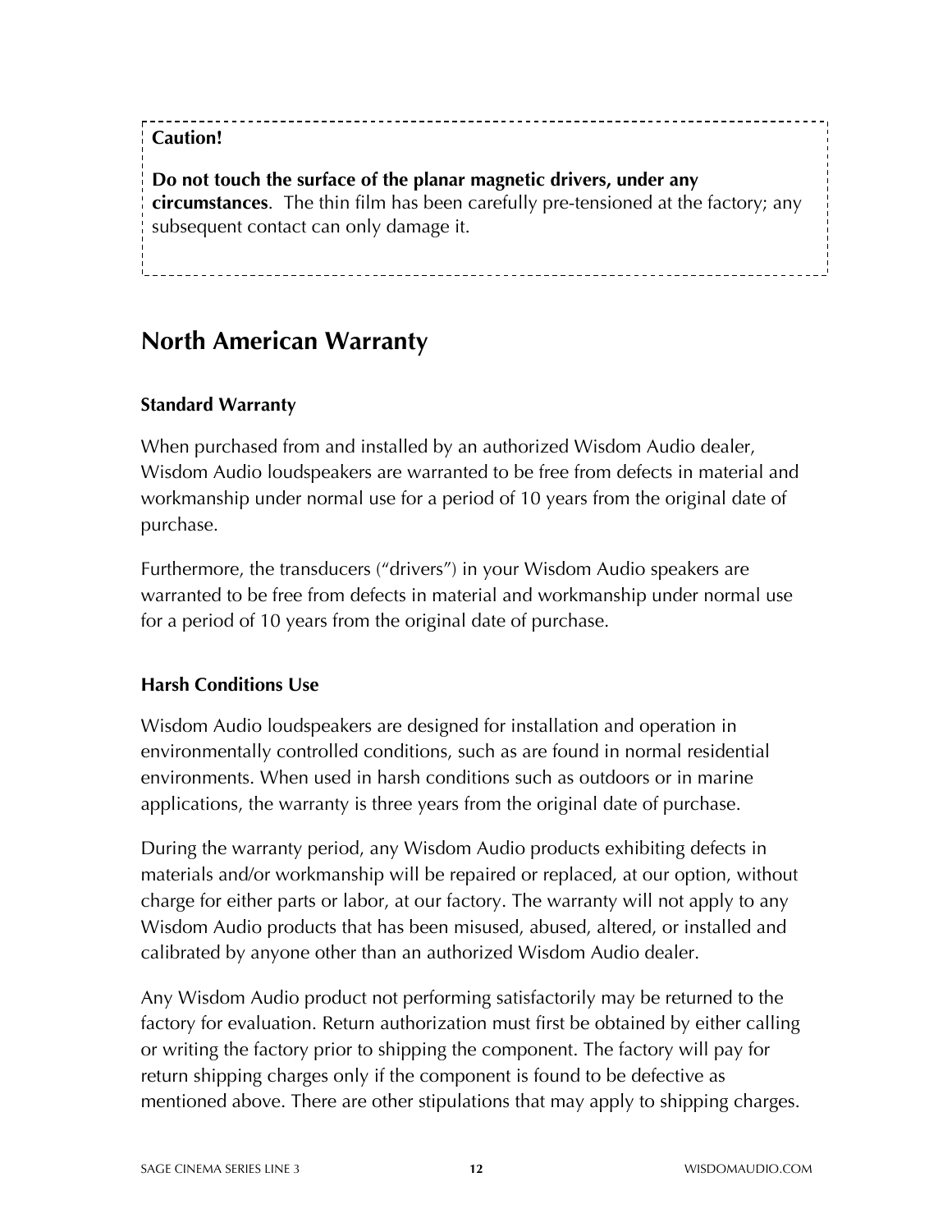**Caution!**

**Do not touch the surface of the planar magnetic drivers, under any circumstances**. The thin film has been carefully pre-tensioned at the factory; any subsequent contact can only damage it.

## North American Warranty

### Standard Warranty

When purchased from and installed by an authorized Wisdom Audio dealer, Wisdom Audio loudspeakers are warranted to be free from defects in material and workmanship under normal use for a period of 10 years from the original date of purchase.

Furthermore, the transducers ("drivers") in your Wisdom Audio speakers are warranted to be free from defects in material and workmanship under normal use for a period of 10 years from the original date of purchase.

### Harsh Conditions Use

Wisdom Audio loudspeakers are designed for installation and operation in environmentally controlled conditions, such as are found in normal residential environments. When used in harsh conditions such as outdoors or in marine applications, the warranty is three years from the original date of purchase.

During the warranty period, any Wisdom Audio products exhibiting defects in materials and/or workmanship will be repaired or replaced, at our option, without charge for either parts or labor, at our factory. The warranty will not apply to any Wisdom Audio products that has been misused, abused, altered, or installed and calibrated by anyone other than an authorized Wisdom Audio dealer.

Any Wisdom Audio product not performing satisfactorily may be returned to the factory for evaluation. Return authorization must first be obtained by either calling or writing the factory prior to shipping the component. The factory will pay for return shipping charges only if the component is found to be defective as mentioned above. There are other stipulations that may apply to shipping charges.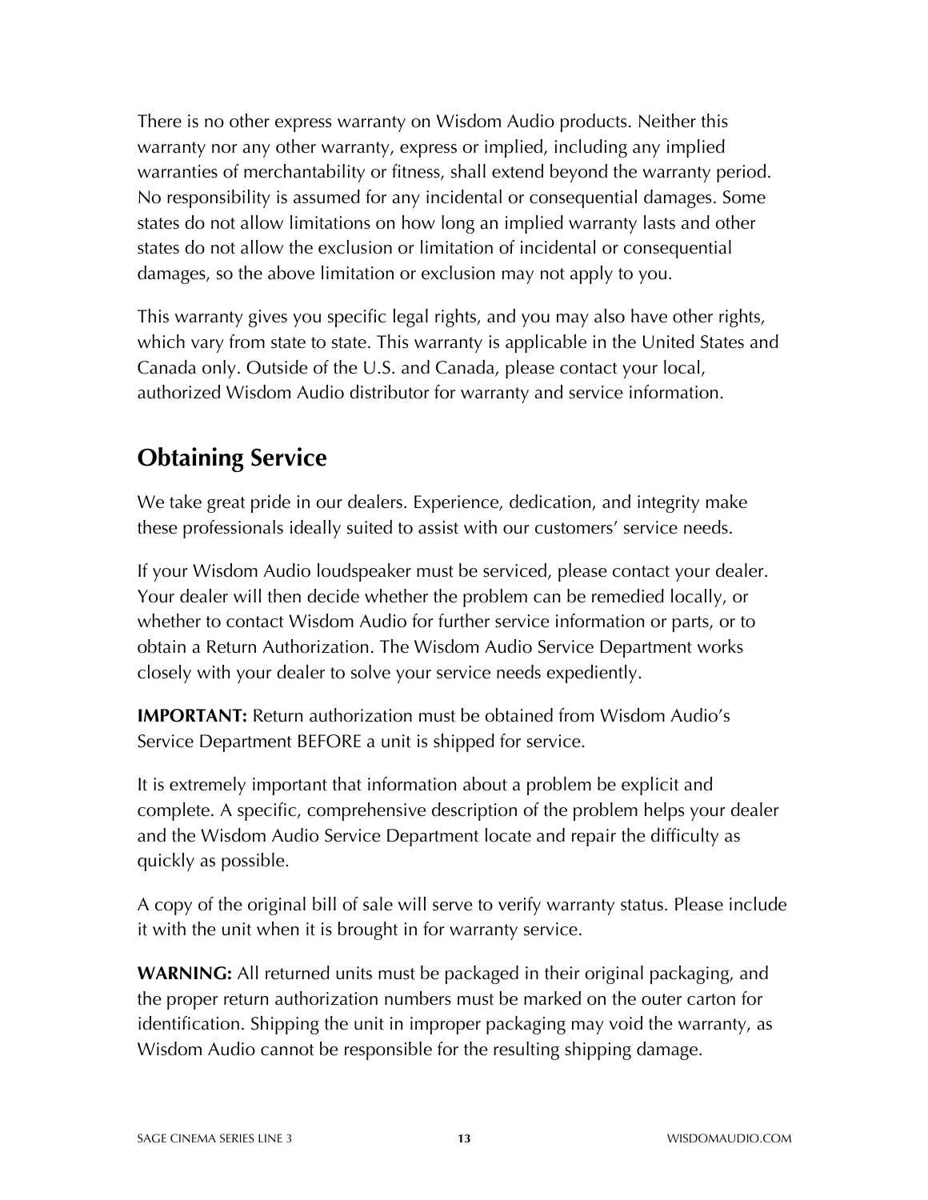There is no other express warranty on Wisdom Audio products. Neither this warranty nor any other warranty, express or implied, including any implied warranties of merchantability or fitness, shall extend beyond the warranty period. No responsibility is assumed for any incidental or consequential damages. Some states do not allow limitations on how long an implied warranty lasts and other states do not allow the exclusion or limitation of incidental or consequential damages, so the above limitation or exclusion may not apply to you.

This warranty gives you specific legal rights, and you may also have other rights, which vary from state to state. This warranty is applicable in the United States and Canada only. Outside of the U.S. and Canada, please contact your local, authorized Wisdom Audio distributor for warranty and service information.

## Obtaining Service

We take great pride in our dealers. Experience, dedication, and integrity make these professionals ideally suited to assist with our customers' service needs.

If your Wisdom Audio loudspeaker must be serviced, please contact your dealer. Your dealer will then decide whether the problem can be remedied locally, or whether to contact Wisdom Audio for further service information or parts, or to obtain a Return Authorization. The Wisdom Audio Service Department works closely with your dealer to solve your service needs expediently.

**IMPORTANT:** Return authorization must be obtained from Wisdom Audio's Service Department BEFORE a unit is shipped for service.

It is extremely important that information about a problem be explicit and complete. A specific, comprehensive description of the problem helps your dealer and the Wisdom Audio Service Department locate and repair the difficulty as quickly as possible.

A copy of the original bill of sale will serve to verify warranty status. Please include it with the unit when it is brought in for warranty service.

**WARNING:** All returned units must be packaged in their original packaging, and the proper return authorization numbers must be marked on the outer carton for identification. Shipping the unit in improper packaging may void the warranty, as Wisdom Audio cannot be responsible for the resulting shipping damage.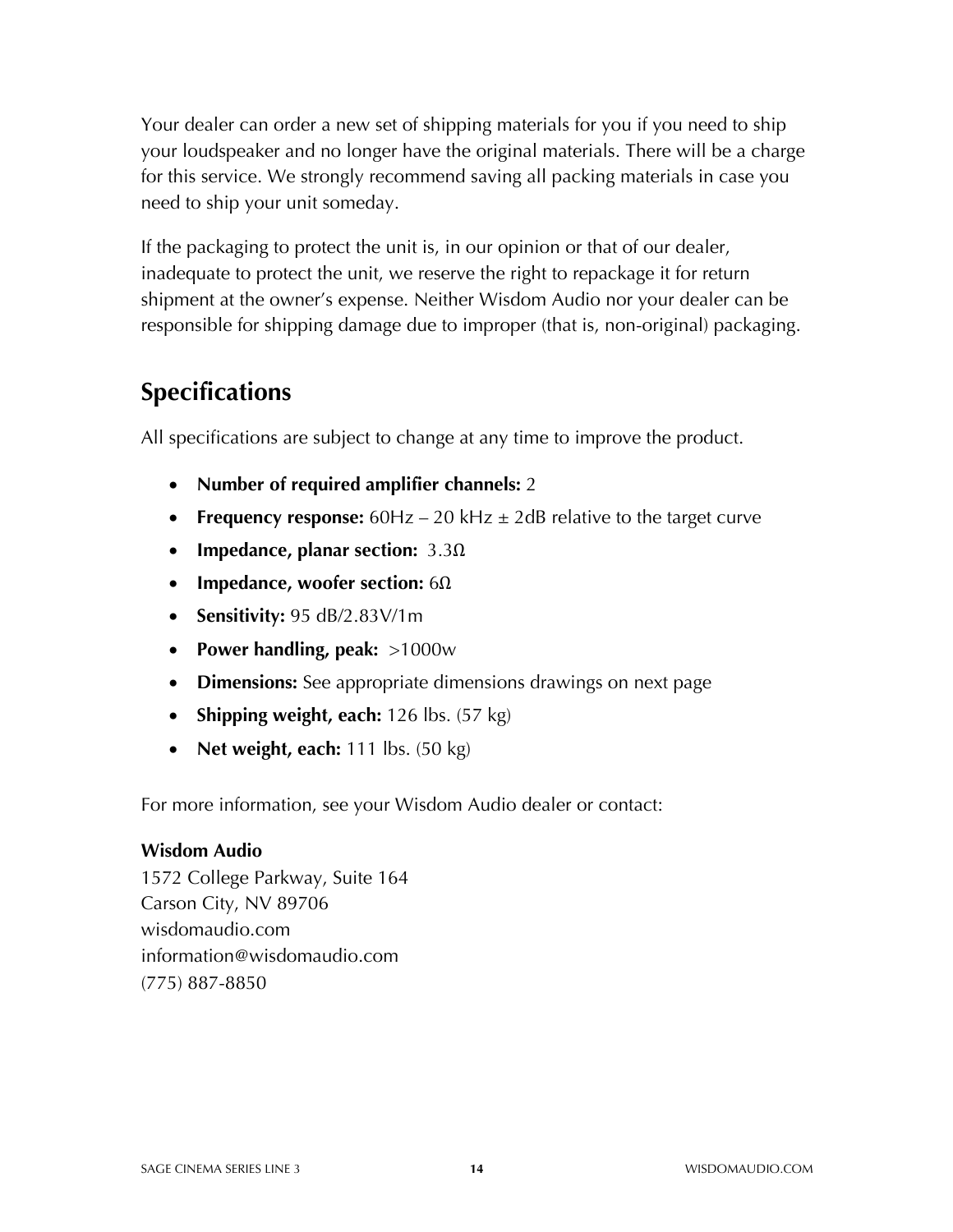Your dealer can order a new set of shipping materials for you if you need to ship your loudspeaker and no longer have the original materials. There will be a charge for this service. We strongly recommend saving all packing materials in case you need to ship your unit someday.

If the packaging to protect the unit is, in our opinion or that of our dealer, inadequate to protect the unit, we reserve the right to repackage it for return shipment at the owner's expense. Neither Wisdom Audio nor your dealer can be responsible for shipping damage due to improper (that is, non-original) packaging.

## Specifications

All specifications are subject to change at any time to improve the product.

- **Number of required amplifier channels:** 2
- **Frequency response:** 60Hz – 20 kHz ± 2dB relative to the target curve
- **Impedance, planar section:** 3.3Ω
- **Impedance, woofer section:** 6Ω
- **Sensitivity:** 95 dB/2.83V/1m
- **Power handling, peak:** >1000w
- **Dimensions:** See appropriate dimensions drawings on next page
- **Shipping weight, each:** 126 lbs. (57 kg)
- **Net weight, each:** 111 lbs. (50 kg)

For more information, see your Wisdom Audio dealer or contact:

**Wisdom Audio**
1572 College Parkway, Suite 164
Carson City, NV 89706
wisdomaudio.com
information@wisdomaudio.com
(775) 887-8850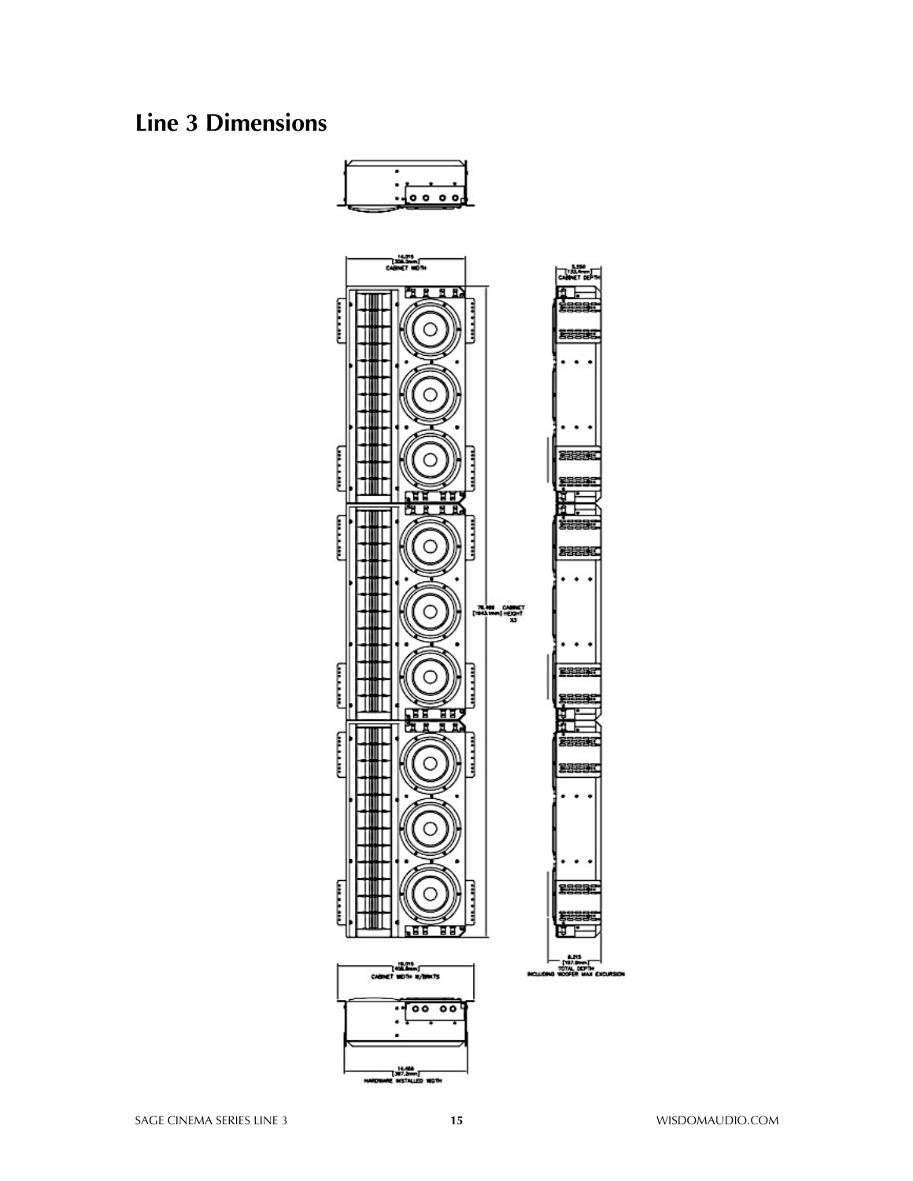## Line 3 Dimensions

14.015
[356.0mm]
CABINET WIDTH

5.250
[133.4mm]
CABINET DEPTH

76.488 CABINET
[1943.1mm] HEIGHT
X3

16.015
[406.8mm]
CABINET WIDTH W/BRKTS

6.215
[157.9mm]
TOTAL DEPTH
INCLUDING WOOFER MAX EXCURSION

14.468
[367.5mm]
HARDWARE INSTALLED WIDTH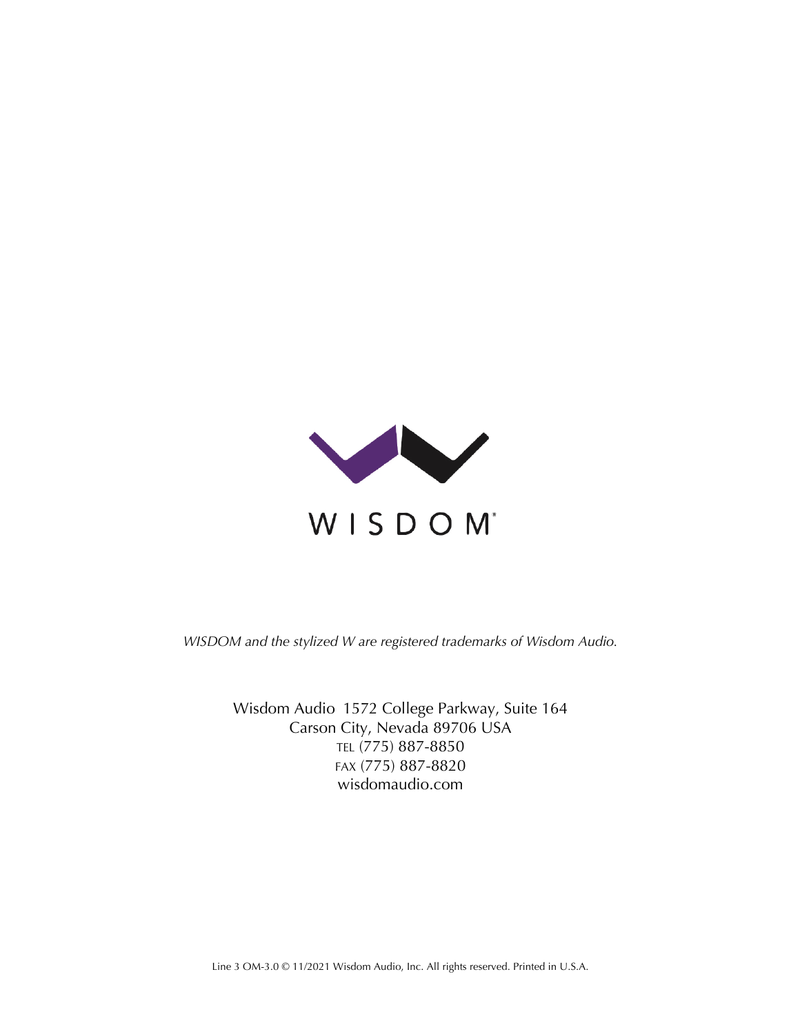WISDOM

*WISDOM and the stylized W are registered trademarks of Wisdom Audio.*

Wisdom Audio 1572 College Parkway, Suite 164
Carson City, Nevada 89706 USA
TEL (775) 887-8850
FAX (775) 887-8820
wisdomaudio.com

Line 3 OM-3.0 © 11/2021 Wisdom Audio, Inc. All rights reserved. Printed in U.S.A.